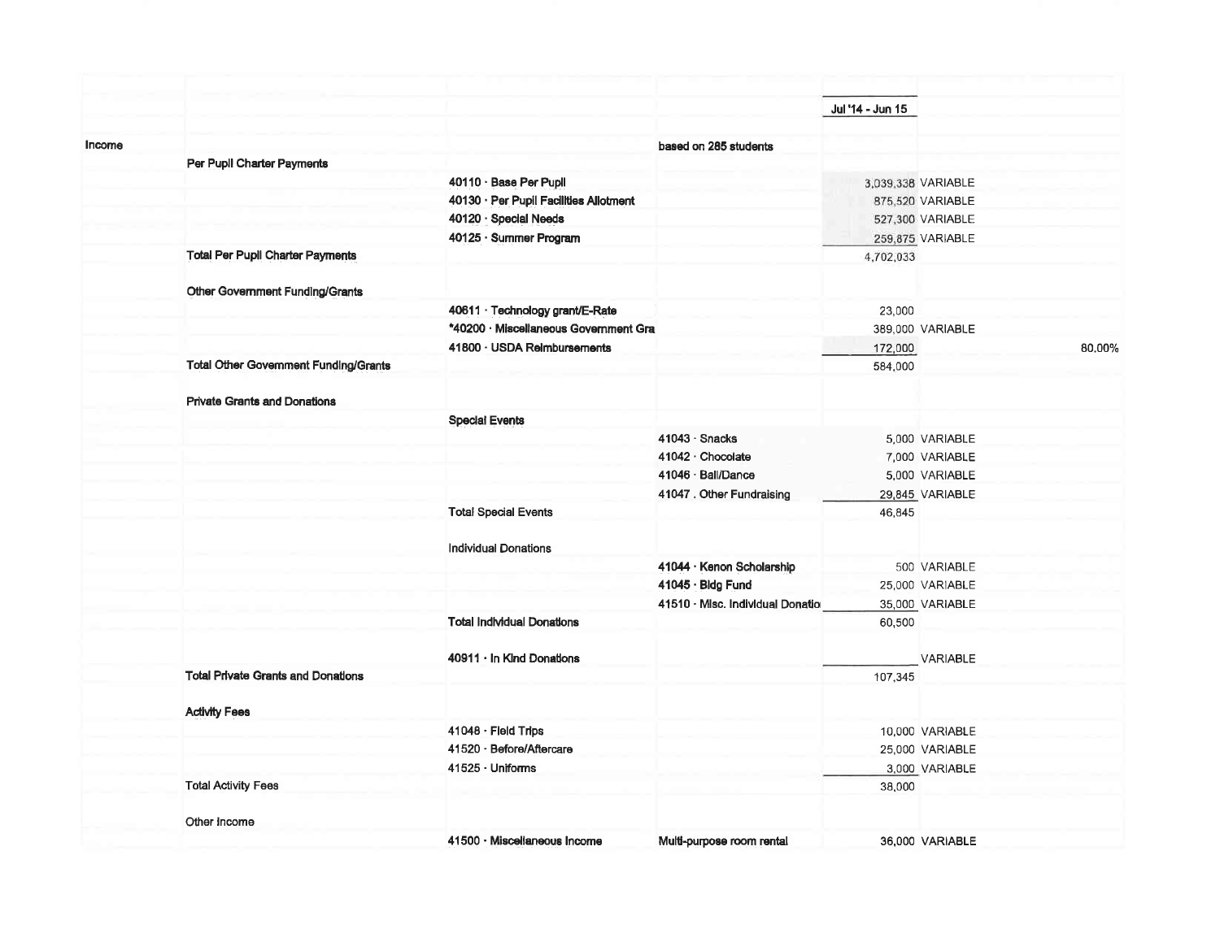| | | | | Jul '14 - Jun 15 | | |
|---|---|---|---|---|---|---|
| Income | | | based on 285 students | | | |
| | Per Pupil Charter Payments | | | | | |
| | | 40110 · Base Per Pupil | | 3,039,338 | VARIABLE | |
| | | 40130 · Per Pupil Facilities Allotment | | 875,520 | VARIABLE | |
| | | 40120 · Special Needs | | 527,300 | VARIABLE | |
| | | 40125 · Summer Program | | 259,875 | VARIABLE | |
| | Total Per Pupil Charter Payments | | | 4,702,033 | | |
| | Other Government Funding/Grants | | | | | |
| | | 40611 · Technology grant/E-Rate | | 23,000 | | |
| | | *40200 · Miscellaneous Government Gra | | 389,000 | VARIABLE | |
| | | 41800 · USDA Reimbursements | | 172,000 | | 80.00% |
| | Total Other Government Funding/Grants | | | 584,000 | | |
| | Private Grants and Donations | | | | | |
| | | Special Events | | | | |
| | | | 41043 · Snacks | 5,000 | VARIABLE | |
| | | | 41042 · Chocolate | 7,000 | VARIABLE | |
| | | | 41046 · Ball/Dance | 5,000 | VARIABLE | |
| | | | 41047 . Other Fundraising | 29,845 | VARIABLE | |
| | | Total Special Events | | 46,845 | | |
| | | Individual Donations | | | | |
| | | | 41044 · Kenon Scholarship | 500 | VARIABLE | |
| | | | 41045 · Bldg Fund | 25,000 | VARIABLE | |
| | | | 41510 · Misc. Individual Donatio | 35,000 | VARIABLE | |
| | | Total Individual Donations | | 60,500 | | |
| | | 40911 · In Kind Donations | | | VARIABLE | |
| | Total Private Grants and Donations | | | 107,345 | | |
| | Activity Fees | | | | | |
| | | 41048 · Field Trips | | 10,000 | VARIABLE | |
| | | 41520 · Before/Aftercare | | 25,000 | VARIABLE | |
| | | 41525 · Uniforms | | 3,000 | VARIABLE | |
| | Total Activity Fees | | | 38,000 | | |
| | Other Income | | | | | |
| | | 41500 · Miscellaneous Income | Multi-purpose room rental | 36,000 | VARIABLE | |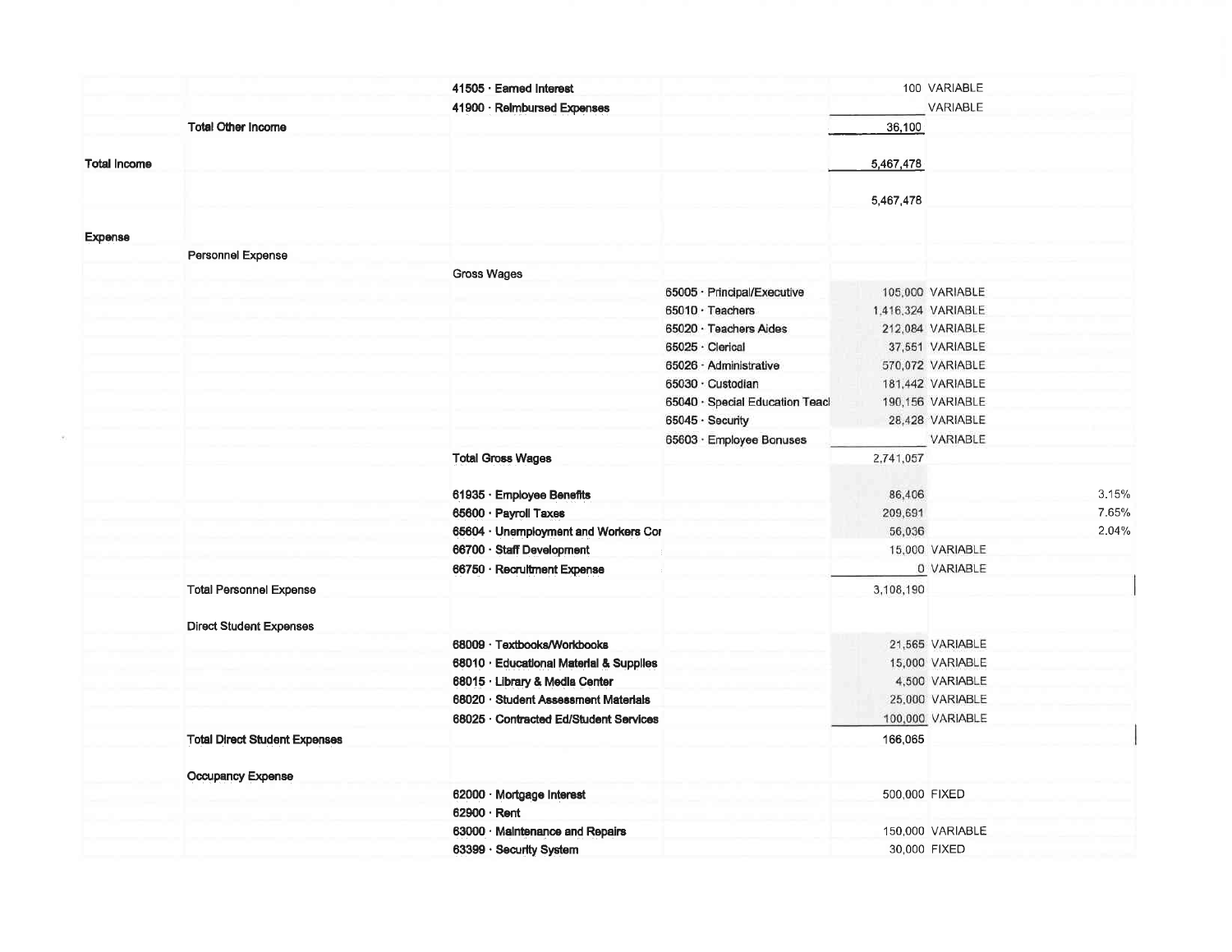| | | | | | | |
|---|---|---|---|---|---|---|
| | | 41505 · Earned Interest | | 100 | VARIABLE | |
| | | 41900 · Reimbursed Expenses | | | VARIABLE | |
| | Total Other Income | | | 36,100 | | |
| Total Income | | | | 5,467,478 | | |
| | | | | 5,467,478 | | |
| Expense | | | | | | |
| | Personnel Expense | | | | | |
| | | Gross Wages | | | | |
| | | | 65005 · Principal/Executive | 105,000 | VARIABLE | |
| | | | 65010 · Teachers | 1,416,324 | VARIABLE | |
| | | | 65020 · Teachers Aides | 212,084 | VARIABLE | |
| | | | 65025 · Clerical | 37,551 | VARIABLE | |
| | | | 65026 · Administrative | 570,072 | VARIABLE | |
| | | | 65030 · Custodian | 181,442 | VARIABLE | |
| | | | 65040 · Special Education Teacl | 190,156 | VARIABLE | |
| | | | 65045 · Security | 28,428 | VARIABLE | |
| | | | 65603 · Employee Bonuses | | VARIABLE | |
| | | Total Gross Wages | | 2,741,057 | | |
| | | 61935 · Employee Benefits | | 86,406 | | 3.15% |
| | | 65600 · Payroll Taxes | | 209,691 | | 7.65% |
| | | 65604 · Unemployment and Workers Cor | | 56,036 | | 2.04% |
| | | 66700 · Staff Development | | 15,000 | VARIABLE | |
| | | 66750 · Recruitment Expense | | 0 | VARIABLE | |
| | Total Personnel Expense | | | 3,108,190 | | |
| | Direct Student Expenses | | | | | |
| | | 68009 · Textbooks/Workbooks | | 21,565 | VARIABLE | |
| | | 68010 · Educational Material & Supplies | | 15,000 | VARIABLE | |
| | | 68015 · Library & Media Center | | 4,500 | VARIABLE | |
| | | 68020 · Student Assessment Materials | | 25,000 | VARIABLE | |
| | | 68025 · Contracted Ed/Student Services | | 100,000 | VARIABLE | |
| | Total Direct Student Expenses | | | 166,065 | | |
| | Occupancy Expense | | | | | |
| | | 62000 · Mortgage Interest | | 500,000 | FIXED | |
| | | 62900 · Rent | | | | |
| | | 63000 · Maintenance and Repairs | | 150,000 | VARIABLE | |
| | | 63399 · Security System | | 30,000 | FIXED | |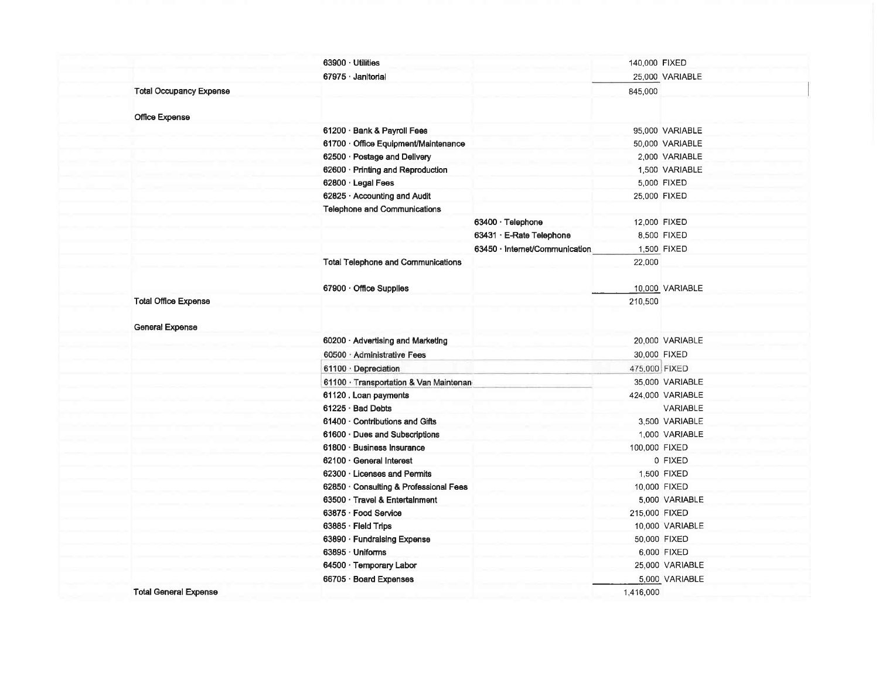| | | | | |
|---|---|---|---|---|
| | 63900 · Utilities | | 140,000 | FIXED |
| | 67975 · Janitorial | | 25,000 | VARIABLE |
| Total Occupancy Expense | | | 845,000 | |
| | | | | |
| Office Expense | | | | |
| | 61200 · Bank & Payroll Fees | | 95,000 | VARIABLE |
| | 61700 · Office Equipment/Maintenance | | 50,000 | VARIABLE |
| | 62500 · Postage and Delivery | | 2,000 | VARIABLE |
| | 62600 · Printing and Reproduction | | 1,500 | VARIABLE |
| | 62800 · Legal Fees | | 5,000 | FIXED |
| | 62825 · Accounting and Audit | | 25,000 | FIXED |
| | Telephone and Communications | | | |
| | | 63400 · Telephone | 12,000 | FIXED |
| | | 63431 · E-Rate Telephone | 8,500 | FIXED |
| | | 63450 · Internet/Communication | 1,500 | FIXED |
| | Total Telephone and Communications | | 22,000 | |
| | | | | |
| | 67900 · Office Supplies | | 10,000 | VARIABLE |
| Total Office Expense | | | 210,500 | |
| | | | | |
| General Expense | | | | |
| | 60200 · Advertising and Marketing | | 20,000 | VARIABLE |
| | 60500 · Administrative Fees | | 30,000 | FIXED |
| | 61100 · Depreciation | | 475,000 | FIXED |
| | 61100 · Transportation & Van Maintenan | | 35,000 | VARIABLE |
| | 61120 . Loan payments | | 424,000 | VARIABLE |
| | 61225 · Bad Debts | | | VARIABLE |
| | 61400 · Contributions and Gifts | | 3,500 | VARIABLE |
| | 61600 · Dues and Subscriptions | | 1,000 | VARIABLE |
| | 61800 · Business Insurance | | 100,000 | FIXED |
| | 62100 · General Interest | | 0 | FIXED |
| | 62300 · Licenses and Permits | | 1,500 | FIXED |
| | 62850 · Consulting & Professional Fees | | 10,000 | FIXED |
| | 63500 · Travel & Entertainment | | 5,000 | VARIABLE |
| | 63875 · Food Service | | 215,000 | FIXED |
| | 63885 · Field Trips | | 10,000 | VARIABLE |
| | 63890 · Fundraising Expense | | 50,000 | FIXED |
| | 63895 · Uniforms | | 6,000 | FIXED |
| | 64500 · Temporary Labor | | 25,000 | VARIABLE |
| | 66705 · Board Expenses | | 5,000 | VARIABLE |
| Total General Expense | | | 1,416,000 | |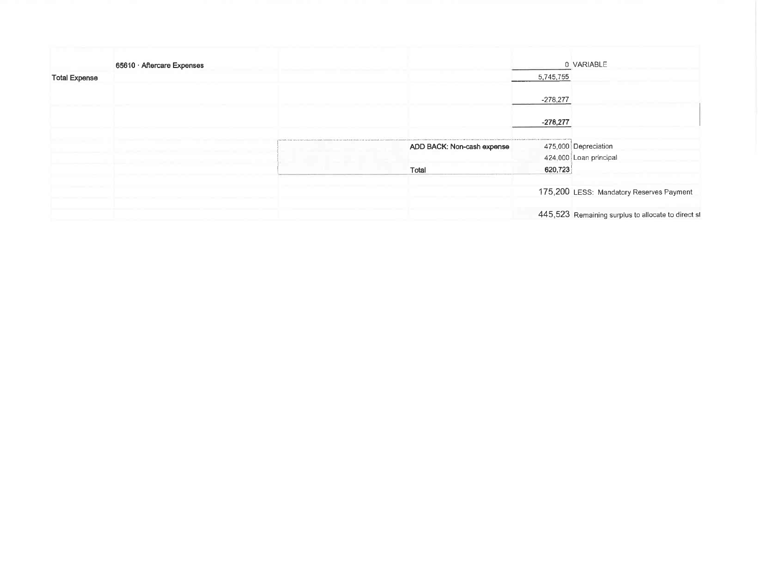| | | | | | |
|---|---|---|---|---|---|
| | 65610 · Aftercare Expenses | | | 0 | VARIABLE |
| **Total Expense** | | | | 5,745,755 | |
| | | | | -278,277 | |
| | | | | **-278,277** | |
| | | | ADD BACK: Non-cash expense | 475,000 | Depreciation |
| | | | | 424,000 | Loan principal |
| | | | Total | **620,723** | |
| | | | | 175,200 | LESS: Mandatory Reserves Payment |
| | | | | 445,523 | Remaining surplus to allocate to direct st |